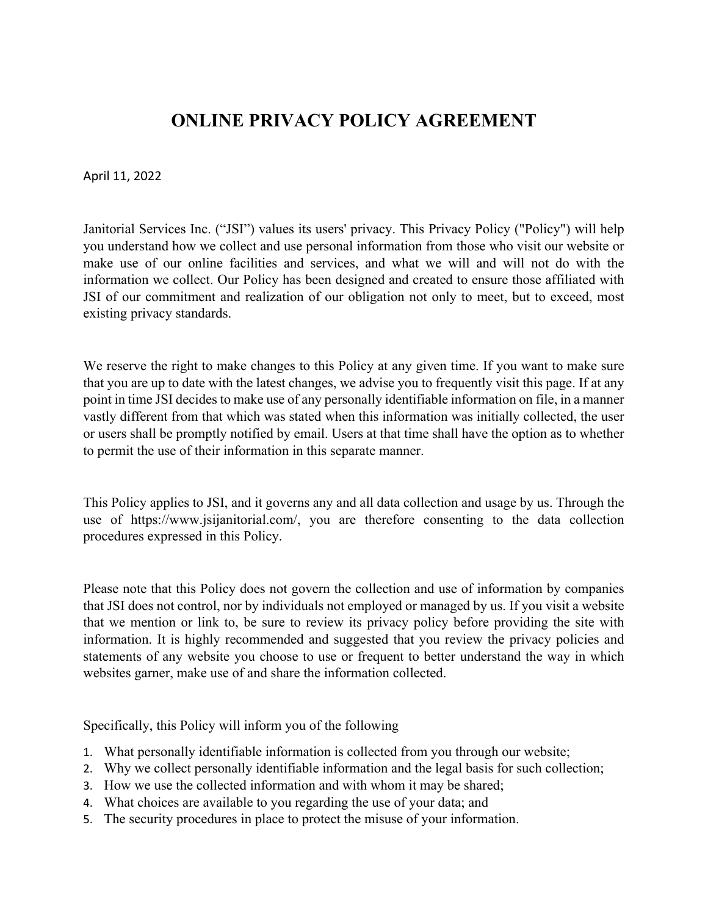# ONLINE PRIVACY POLICY AGREEMENT

April 11, 2022

Janitorial Services Inc. ("JSI") values its users' privacy. This Privacy Policy ("Policy") will help you understand how we collect and use personal information from those who visit our website or make use of our online facilities and services, and what we will and will not do with the information we collect. Our Policy has been designed and created to ensure those affiliated with JSI of our commitment and realization of our obligation not only to meet, but to exceed, most existing privacy standards.

We reserve the right to make changes to this Policy at any given time. If you want to make sure that you are up to date with the latest changes, we advise you to frequently visit this page. If at any point in time JSI decides to make use of any personally identifiable information on file, in a manner vastly different from that which was stated when this information was initially collected, the user or users shall be promptly notified by email. Users at that time shall have the option as to whether to permit the use of their information in this separate manner.

This Policy applies to JSI, and it governs any and all data collection and usage by us. Through the use of https://www.jsijanitorial.com/, you are therefore consenting to the data collection procedures expressed in this Policy.

Please note that this Policy does not govern the collection and use of information by companies that JSI does not control, nor by individuals not employed or managed by us. If you visit a website that we mention or link to, be sure to review its privacy policy before providing the site with information. It is highly recommended and suggested that you review the privacy policies and statements of any website you choose to use or frequent to better understand the way in which websites garner, make use of and share the information collected.

Specifically, this Policy will inform you of the following

1. What personally identifiable information is collected from you through our website;
2. Why we collect personally identifiable information and the legal basis for such collection;
3. How we use the collected information and with whom it may be shared;
4. What choices are available to you regarding the use of your data; and
5. The security procedures in place to protect the misuse of your information.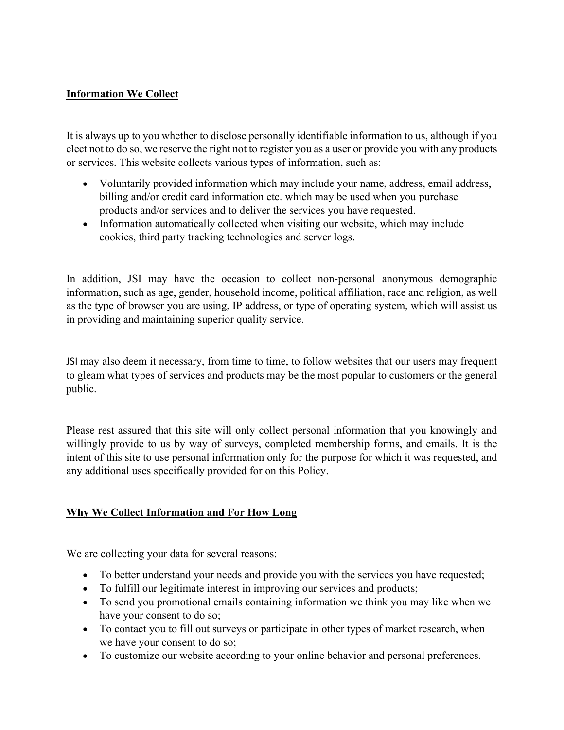**Information We Collect**

It is always up to you whether to disclose personally identifiable information to us, although if you elect not to do so, we reserve the right not to register you as a user or provide you with any products or services. This website collects various types of information, such as:

- Voluntarily provided information which may include your name, address, email address, billing and/or credit card information etc. which may be used when you purchase products and/or services and to deliver the services you have requested.
- Information automatically collected when visiting our website, which may include cookies, third party tracking technologies and server logs.

In addition, JSI may have the occasion to collect non-personal anonymous demographic information, such as age, gender, household income, political affiliation, race and religion, as well as the type of browser you are using, IP address, or type of operating system, which will assist us in providing and maintaining superior quality service.

JSI may also deem it necessary, from time to time, to follow websites that our users may frequent to gleam what types of services and products may be the most popular to customers or the general public.

Please rest assured that this site will only collect personal information that you knowingly and willingly provide to us by way of surveys, completed membership forms, and emails. It is the intent of this site to use personal information only for the purpose for which it was requested, and any additional uses specifically provided for on this Policy.

**Why We Collect Information and For How Long**

We are collecting your data for several reasons:

- To better understand your needs and provide you with the services you have requested;
- To fulfill our legitimate interest in improving our services and products;
- To send you promotional emails containing information we think you may like when we have your consent to do so;
- To contact you to fill out surveys or participate in other types of market research, when we have your consent to do so;
- To customize our website according to your online behavior and personal preferences.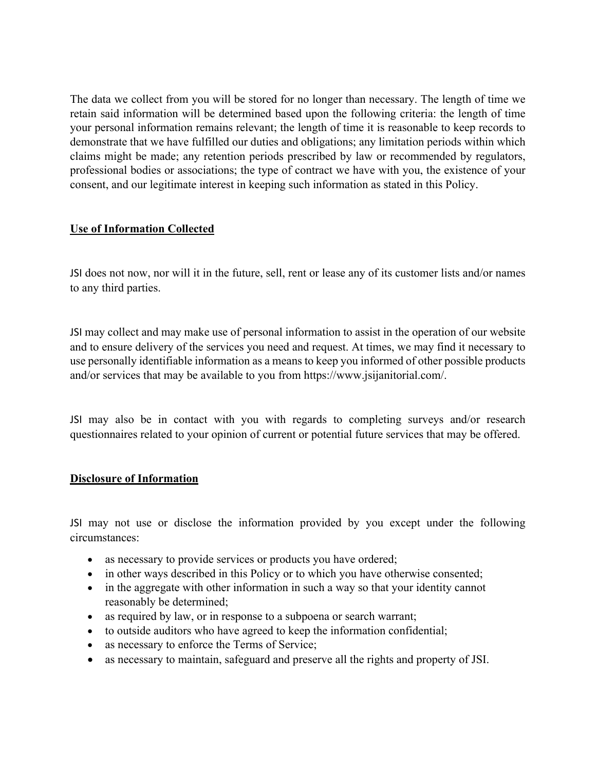The data we collect from you will be stored for no longer than necessary. The length of time we retain said information will be determined based upon the following criteria: the length of time your personal information remains relevant; the length of time it is reasonable to keep records to demonstrate that we have fulfilled our duties and obligations; any limitation periods within which claims might be made; any retention periods prescribed by law or recommended by regulators, professional bodies or associations; the type of contract we have with you, the existence of your consent, and our legitimate interest in keeping such information as stated in this Policy.

## Use of Information Collected

JSI does not now, nor will it in the future, sell, rent or lease any of its customer lists and/or names to any third parties.

JSI may collect and may make use of personal information to assist in the operation of our website and to ensure delivery of the services you need and request. At times, we may find it necessary to use personally identifiable information as a means to keep you informed of other possible products and/or services that may be available to you from https://www.jsijanitorial.com/.

JSI may also be in contact with you with regards to completing surveys and/or research questionnaires related to your opinion of current or potential future services that may be offered.

## Disclosure of Information

JSI may not use or disclose the information provided by you except under the following circumstances:

- as necessary to provide services or products you have ordered;
- in other ways described in this Policy or to which you have otherwise consented;
- in the aggregate with other information in such a way so that your identity cannot reasonably be determined;
- as required by law, or in response to a subpoena or search warrant;
- to outside auditors who have agreed to keep the information confidential;
- as necessary to enforce the Terms of Service;
- as necessary to maintain, safeguard and preserve all the rights and property of JSI.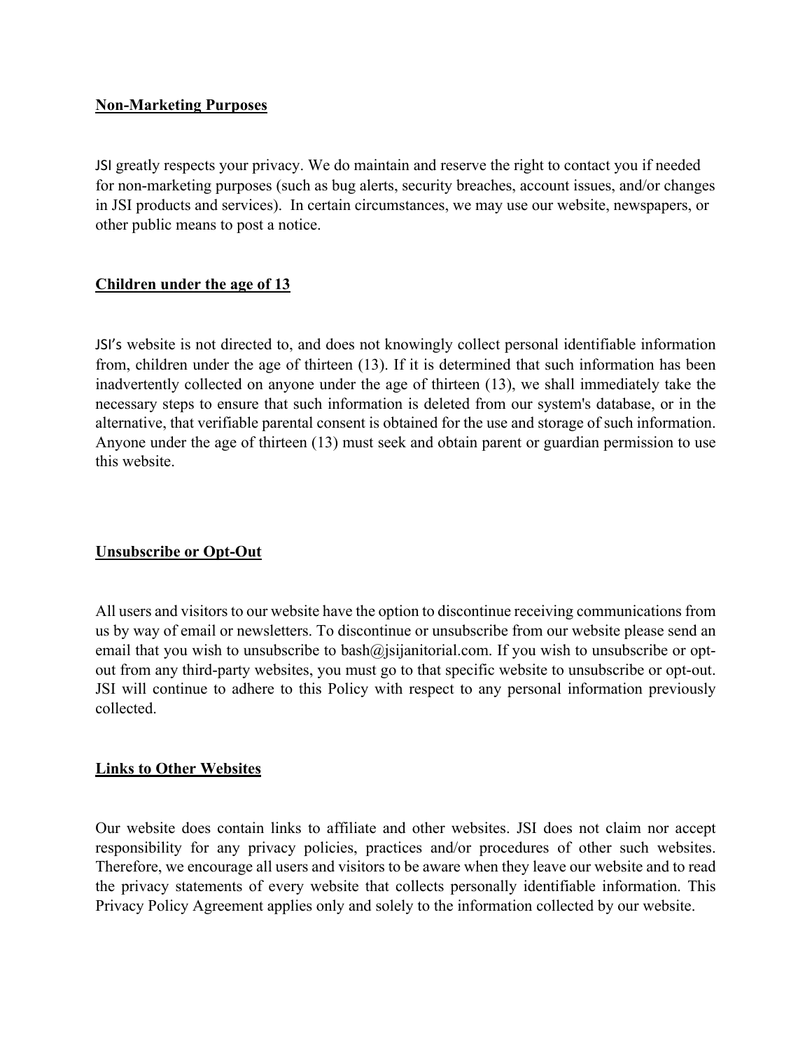**Non-Marketing Purposes**

JSI greatly respects your privacy. We do maintain and reserve the right to contact you if needed for non-marketing purposes (such as bug alerts, security breaches, account issues, and/or changes in JSI products and services). In certain circumstances, we may use our website, newspapers, or other public means to post a notice.

**Children under the age of 13**

JSI's website is not directed to, and does not knowingly collect personal identifiable information from, children under the age of thirteen (13). If it is determined that such information has been inadvertently collected on anyone under the age of thirteen (13), we shall immediately take the necessary steps to ensure that such information is deleted from our system's database, or in the alternative, that verifiable parental consent is obtained for the use and storage of such information. Anyone under the age of thirteen (13) must seek and obtain parent or guardian permission to use this website.

**Unsubscribe or Opt-Out**

All users and visitors to our website have the option to discontinue receiving communications from us by way of email or newsletters. To discontinue or unsubscribe from our website please send an email that you wish to unsubscribe to bash@jsijanitorial.com. If you wish to unsubscribe or opt-out from any third-party websites, you must go to that specific website to unsubscribe or opt-out. JSI will continue to adhere to this Policy with respect to any personal information previously collected.

**Links to Other Websites**

Our website does contain links to affiliate and other websites. JSI does not claim nor accept responsibility for any privacy policies, practices and/or procedures of other such websites. Therefore, we encourage all users and visitors to be aware when they leave our website and to read the privacy statements of every website that collects personally identifiable information. This Privacy Policy Agreement applies only and solely to the information collected by our website.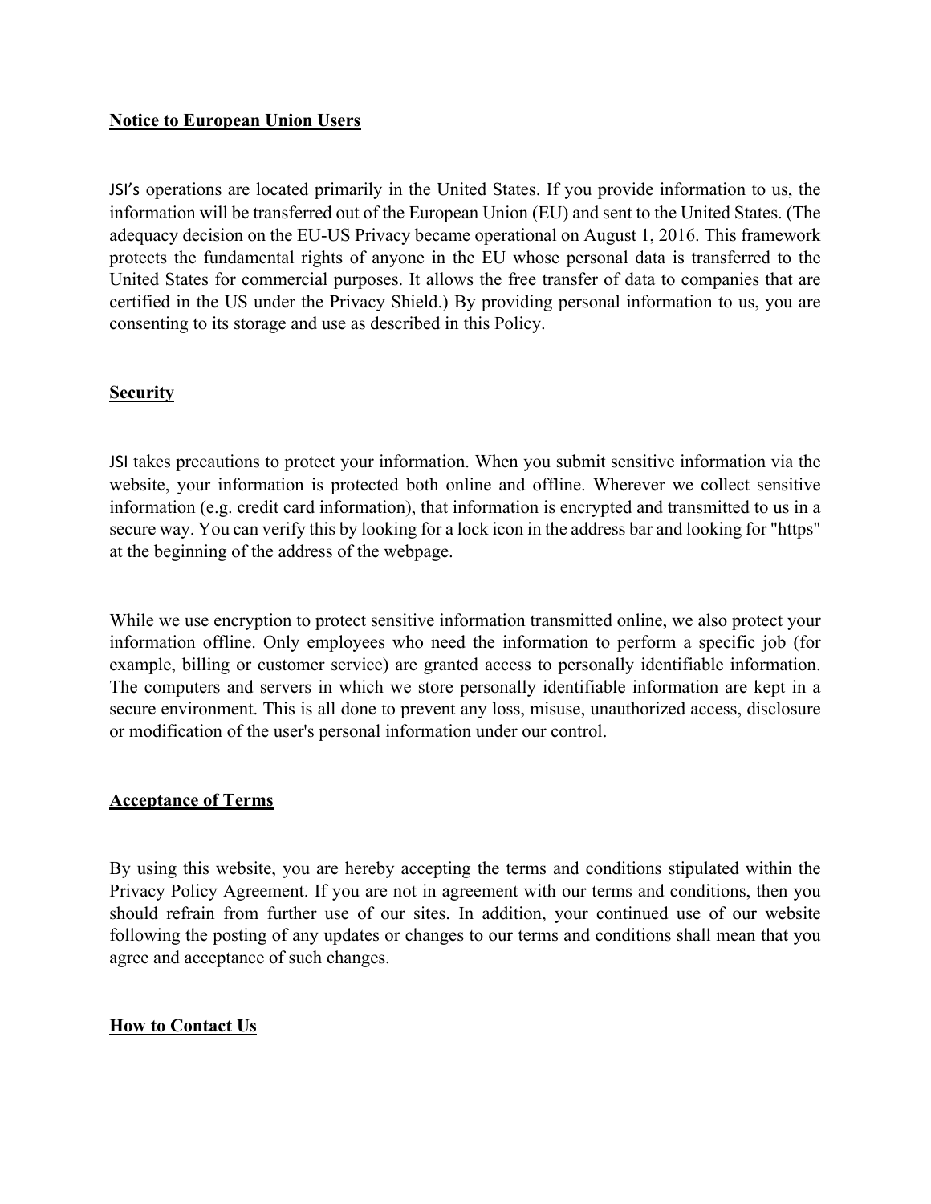**Notice to European Union Users**

JSI's operations are located primarily in the United States. If you provide information to us, the information will be transferred out of the European Union (EU) and sent to the United States. (The adequacy decision on the EU-US Privacy became operational on August 1, 2016. This framework protects the fundamental rights of anyone in the EU whose personal data is transferred to the United States for commercial purposes. It allows the free transfer of data to companies that are certified in the US under the Privacy Shield.) By providing personal information to us, you are consenting to its storage and use as described in this Policy.

**Security**

JSI takes precautions to protect your information. When you submit sensitive information via the website, your information is protected both online and offline. Wherever we collect sensitive information (e.g. credit card information), that information is encrypted and transmitted to us in a secure way. You can verify this by looking for a lock icon in the address bar and looking for "https" at the beginning of the address of the webpage.

While we use encryption to protect sensitive information transmitted online, we also protect your information offline. Only employees who need the information to perform a specific job (for example, billing or customer service) are granted access to personally identifiable information. The computers and servers in which we store personally identifiable information are kept in a secure environment. This is all done to prevent any loss, misuse, unauthorized access, disclosure or modification of the user's personal information under our control.

**Acceptance of Terms**

By using this website, you are hereby accepting the terms and conditions stipulated within the Privacy Policy Agreement. If you are not in agreement with our terms and conditions, then you should refrain from further use of our sites. In addition, your continued use of our website following the posting of any updates or changes to our terms and conditions shall mean that you agree and acceptance of such changes.

**How to Contact Us**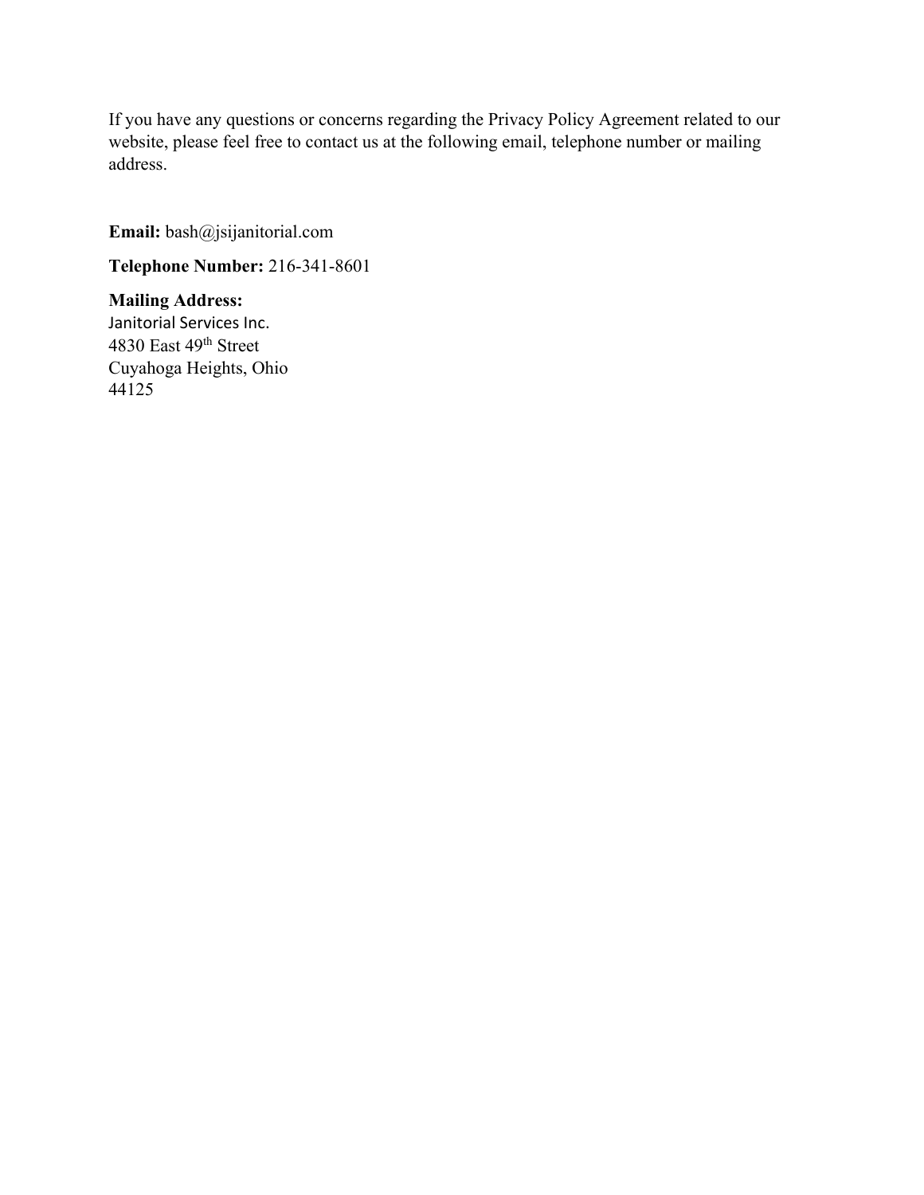If you have any questions or concerns regarding the Privacy Policy Agreement related to our website, please feel free to contact us at the following email, telephone number or mailing address.

**Email:** bash@jsijanitorial.com

**Telephone Number:** 216-341-8601

**Mailing Address:**
Janitorial Services Inc.
4830 East 49th Street
Cuyahoga Heights, Ohio
44125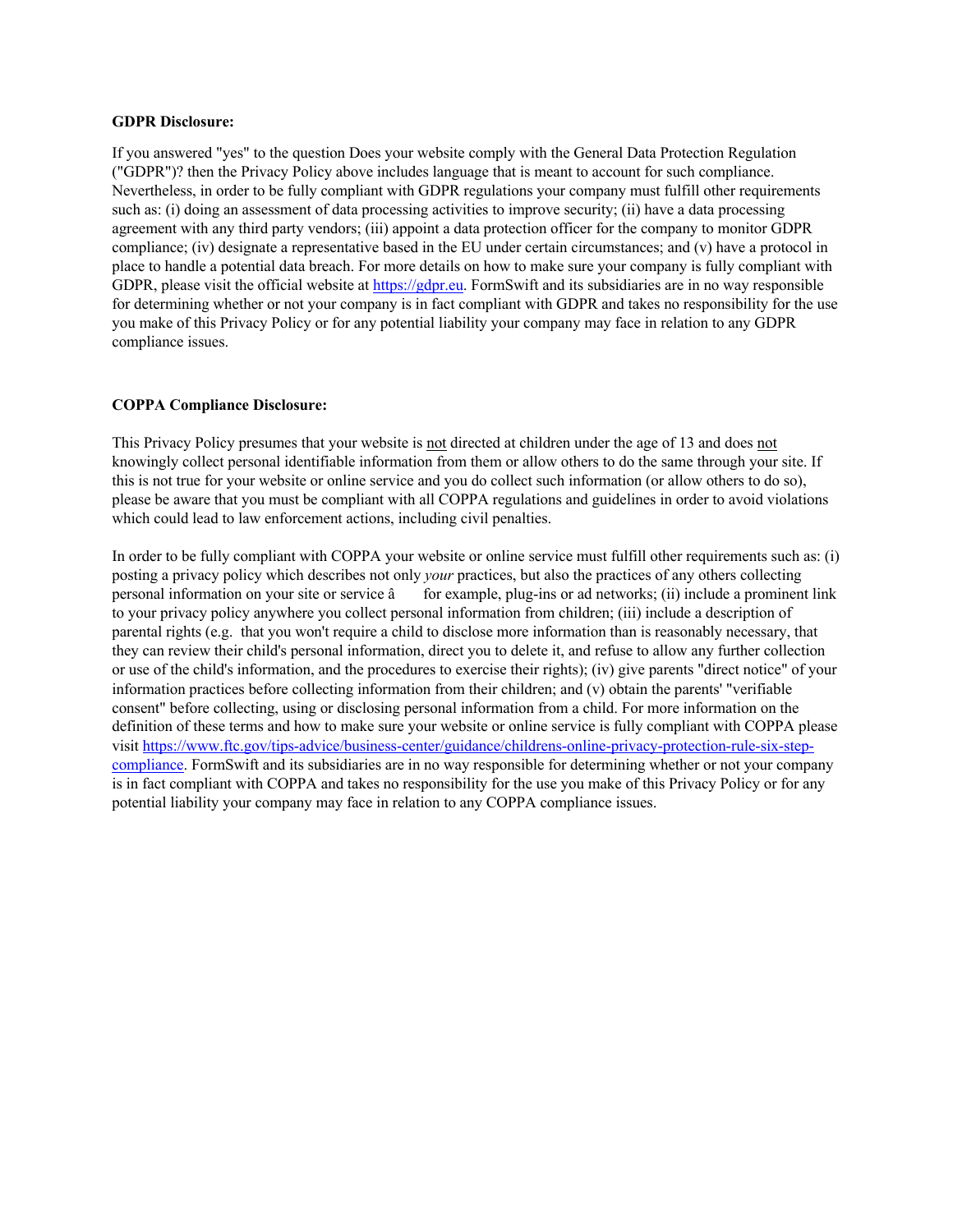**GDPR Disclosure:**

If you answered "yes" to the question Does your website comply with the General Data Protection Regulation ("GDPR")? then the Privacy Policy above includes language that is meant to account for such compliance. Nevertheless, in order to be fully compliant with GDPR regulations your company must fulfill other requirements such as: (i) doing an assessment of data processing activities to improve security; (ii) have a data processing agreement with any third party vendors; (iii) appoint a data protection officer for the company to monitor GDPR compliance; (iv) designate a representative based in the EU under certain circumstances; and (v) have a protocol in place to handle a potential data breach. For more details on how to make sure your company is fully compliant with GDPR, please visit the official website at [https://gdpr.eu](https://gdpr.eu). FormSwift and its subsidiaries are in no way responsible for determining whether or not your company is in fact compliant with GDPR and takes no responsibility for the use you make of this Privacy Policy or for any potential liability your company may face in relation to any GDPR compliance issues.

**COPPA Compliance Disclosure:**

This Privacy Policy presumes that your website is not directed at children under the age of 13 and does not knowingly collect personal identifiable information from them or allow others to do the same through your site. If this is not true for your website or online service and you do collect such information (or allow others to do so), please be aware that you must be compliant with all COPPA regulations and guidelines in order to avoid violations which could lead to law enforcement actions, including civil penalties.

In order to be fully compliant with COPPA your website or online service must fulfill other requirements such as: (i) posting a privacy policy which describes not only *your* practices, but also the practices of any others collecting personal information on your site or service â for example, plug-ins or ad networks; (ii) include a prominent link to your privacy policy anywhere you collect personal information from children; (iii) include a description of parental rights (e.g. that you won't require a child to disclose more information than is reasonably necessary, that they can review their child's personal information, direct you to delete it, and refuse to allow any further collection or use of the child's information, and the procedures to exercise their rights); (iv) give parents "direct notice" of your information practices before collecting information from their children; and (v) obtain the parents' "verifiable consent" before collecting, using or disclosing personal information from a child. For more information on the definition of these terms and how to make sure your website or online service is fully compliant with COPPA please visit [https://www.ftc.gov/tips-advice/business-center/guidance/childrens-online-privacy-protection-rule-six-step-compliance](https://www.ftc.gov/tips-advice/business-center/guidance/childrens-online-privacy-protection-rule-six-step-compliance). FormSwift and its subsidiaries are in no way responsible for determining whether or not your company is in fact compliant with COPPA and takes no responsibility for the use you make of this Privacy Policy or for any potential liability your company may face in relation to any COPPA compliance issues.